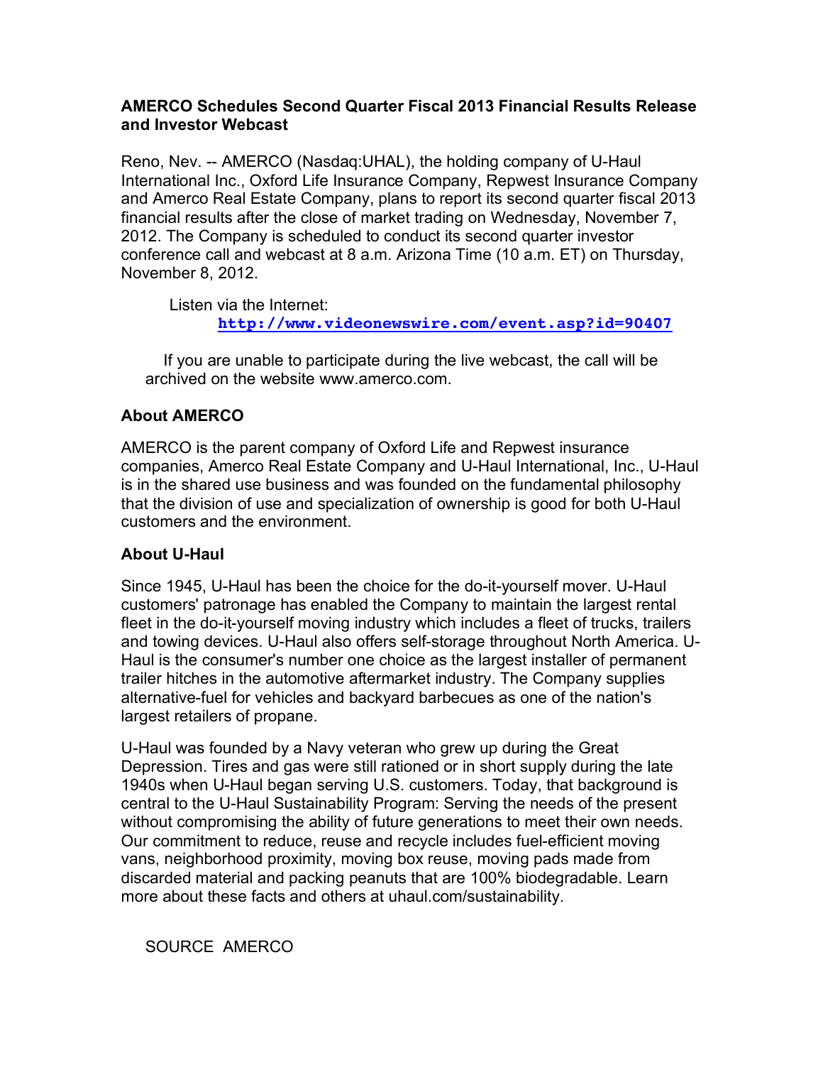**AMERCO Schedules Second Quarter Fiscal 2013 Financial Results Release and Investor Webcast**

Reno, Nev. -- AMERCO (Nasdaq:UHAL), the holding company of U-Haul International Inc., Oxford Life Insurance Company, Repwest Insurance Company and Amerco Real Estate Company, plans to report its second quarter fiscal 2013 financial results after the close of market trading on Wednesday, November 7, 2012. The Company is scheduled to conduct its second quarter investor conference call and webcast at 8 a.m. Arizona Time (10 a.m. ET) on Thursday, November 8, 2012.

Listen via the Internet:
**http://www.videonewswire.com/event.asp?id=90407**

If you are unable to participate during the live webcast, the call will be archived on the website www.amerco.com.

**About AMERCO**

AMERCO is the parent company of Oxford Life and Repwest insurance companies, Amerco Real Estate Company and U-Haul International, Inc., U-Haul is in the shared use business and was founded on the fundamental philosophy that the division of use and specialization of ownership is good for both U-Haul customers and the environment.

**About U-Haul**

Since 1945, U-Haul has been the choice for the do-it-yourself mover. U-Haul customers' patronage has enabled the Company to maintain the largest rental fleet in the do-it-yourself moving industry which includes a fleet of trucks, trailers and towing devices. U-Haul also offers self-storage throughout North America. U-Haul is the consumer's number one choice as the largest installer of permanent trailer hitches in the automotive aftermarket industry. The Company supplies alternative-fuel for vehicles and backyard barbecues as one of the nation's largest retailers of propane.

U-Haul was founded by a Navy veteran who grew up during the Great Depression. Tires and gas were still rationed or in short supply during the late 1940s when U-Haul began serving U.S. customers. Today, that background is central to the U-Haul Sustainability Program: Serving the needs of the present without compromising the ability of future generations to meet their own needs. Our commitment to reduce, reuse and recycle includes fuel-efficient moving vans, neighborhood proximity, moving box reuse, moving pads made from discarded material and packing peanuts that are 100% biodegradable. Learn more about these facts and others at uhaul.com/sustainability.

SOURCE AMERCO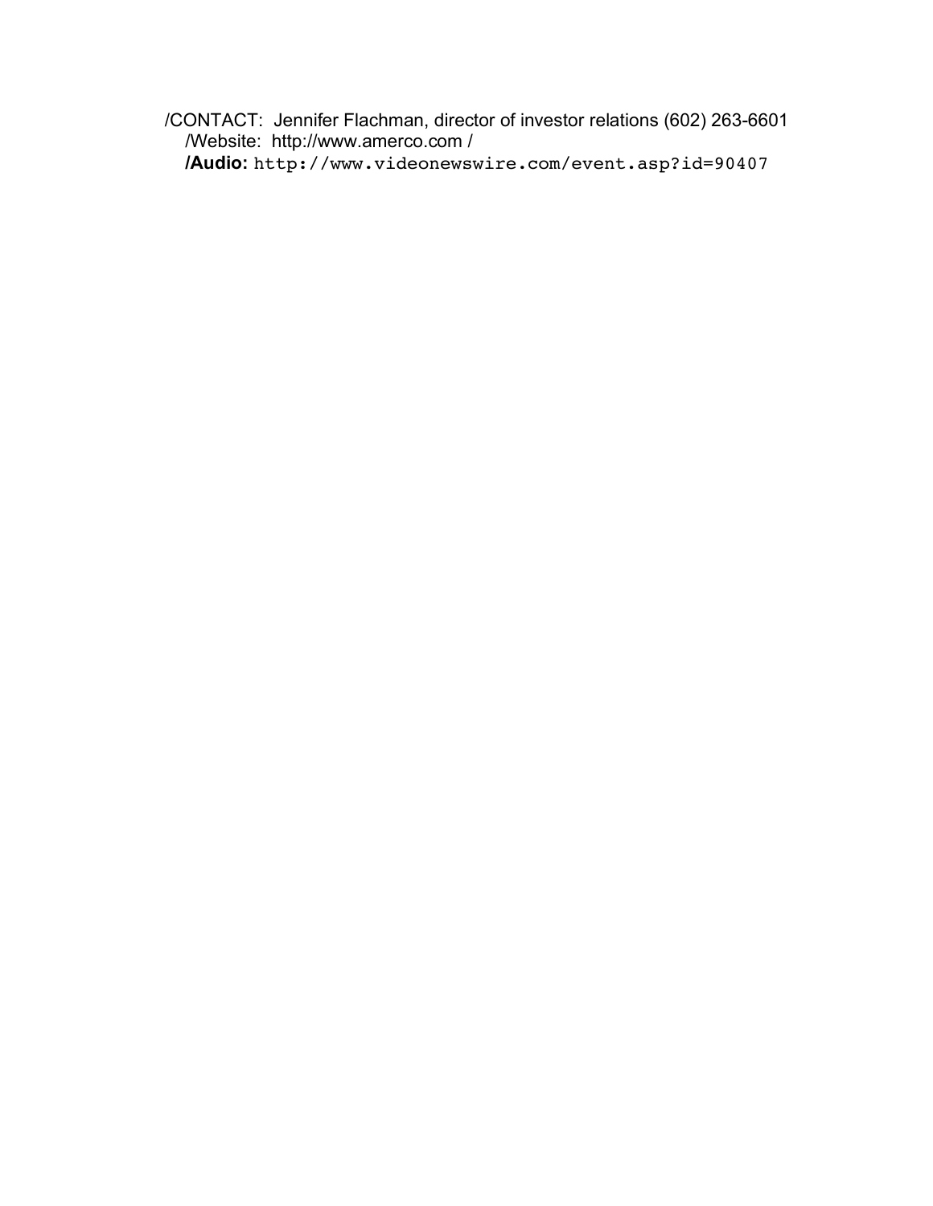/CONTACT: Jennifer Flachman, director of investor relations (602) 263-6601
/Website: http://www.amerco.com /
**/Audio:** http://www.videonewswire.com/event.asp?id=90407